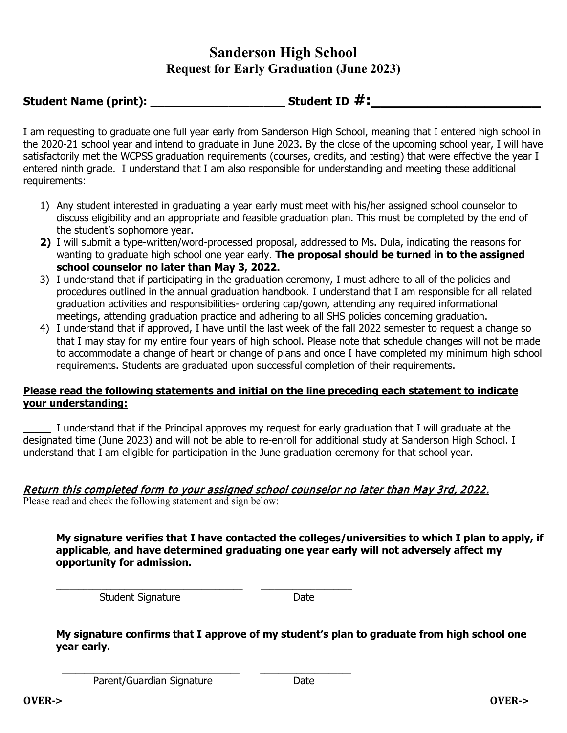# Sanderson High School

## Request for Early Graduation (June 2023)

**Student Name (print): ____________________ Student ID #:________________________**

I am requesting to graduate one full year early from Sanderson High School, meaning that I entered high school in the 2020-21 school year and intend to graduate in June 2023. By the close of the upcoming school year, I will have satisfactorily met the WCPSS graduation requirements (courses, credits, and testing) that were effective the year I entered ninth grade. I understand that I am also responsible for understanding and meeting these additional requirements:

1) Any student interested in graduating a year early must meet with his/her assigned school counselor to discuss eligibility and an appropriate and feasible graduation plan. This must be completed by the end of the student's sophomore year.
2) I will submit a type-written/word-processed proposal, addressed to Ms. Dula, indicating the reasons for wanting to graduate high school one year early. **The proposal should be turned in to the assigned school counselor no later than May 3, 2022.**
3) I understand that if participating in the graduation ceremony, I must adhere to all of the policies and procedures outlined in the annual graduation handbook. I understand that I am responsible for all related graduation activities and responsibilities- ordering cap/gown, attending any required informational meetings, attending graduation practice and adhering to all SHS policies concerning graduation.
4) I understand that if approved, I have until the last week of the fall 2022 semester to request a change so that I may stay for my entire four years of high school. Please note that schedule changes will not be made to accommodate a change of heart or change of plans and once I have completed my minimum high school requirements. Students are graduated upon successful completion of their requirements.

**Please read the following statements and initial on the line preceding each statement to indicate your understanding:**

_____ I understand that if the Principal approves my request for early graduation that I will graduate at the designated time (June 2023) and will not be able to re-enroll for additional study at Sanderson High School. I understand that I am eligible for participation in the June graduation ceremony for that school year.

*Return this completed form to your assigned school counselor no later than May 3rd, 2022.*

Please read and check the following statement and sign below:

**My signature verifies that I have contacted the colleges/universities to which I plan to apply, if applicable, and have determined graduating one year early will not adversely affect my opportunity for admission.**

___________________________________ ________________

Student Signature Date

**My signature confirms that I approve of my student's plan to graduate from high school one year early.**

___________________________________ ________________

Parent/Guardian Signature Date

**OVER->** **OVER->**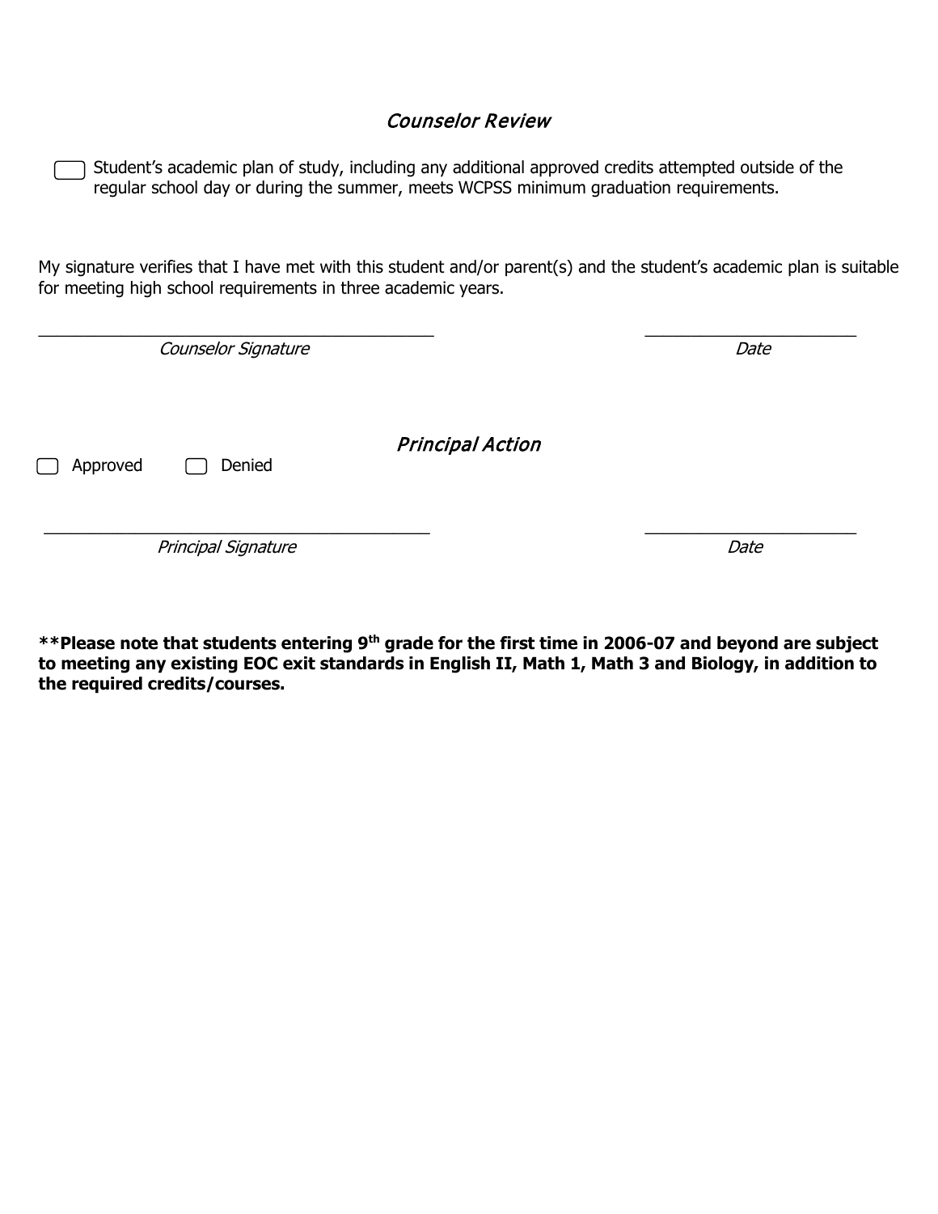## *Counselor Review*

☐ Student's academic plan of study, including any additional approved credits attempted outside of the regular school day or during the summer, meets WCPSS minimum graduation requirements.

My signature verifies that I have met with this student and/or parent(s) and the student's academic plan is suitable for meeting high school requirements in three academic years.

_____________________________________________ *Counselor Signature*

________________________ *Date*

## *Principal Action*

☐ Approved ☐ Denied

_____________________________________________ *Principal Signature*

________________________ *Date*

**\*\*Please note that students entering 9th grade for the first time in 2006-07 and beyond are subject to meeting any existing EOC exit standards in English II, Math 1, Math 3 and Biology, in addition to the required credits/courses.**